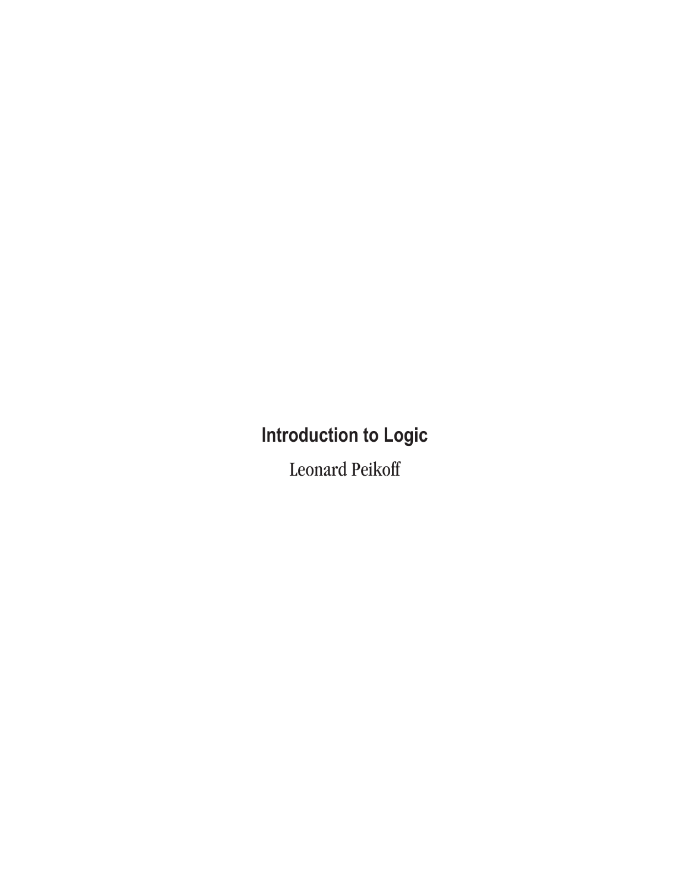# Introduction to Logic

Leonard Peikoff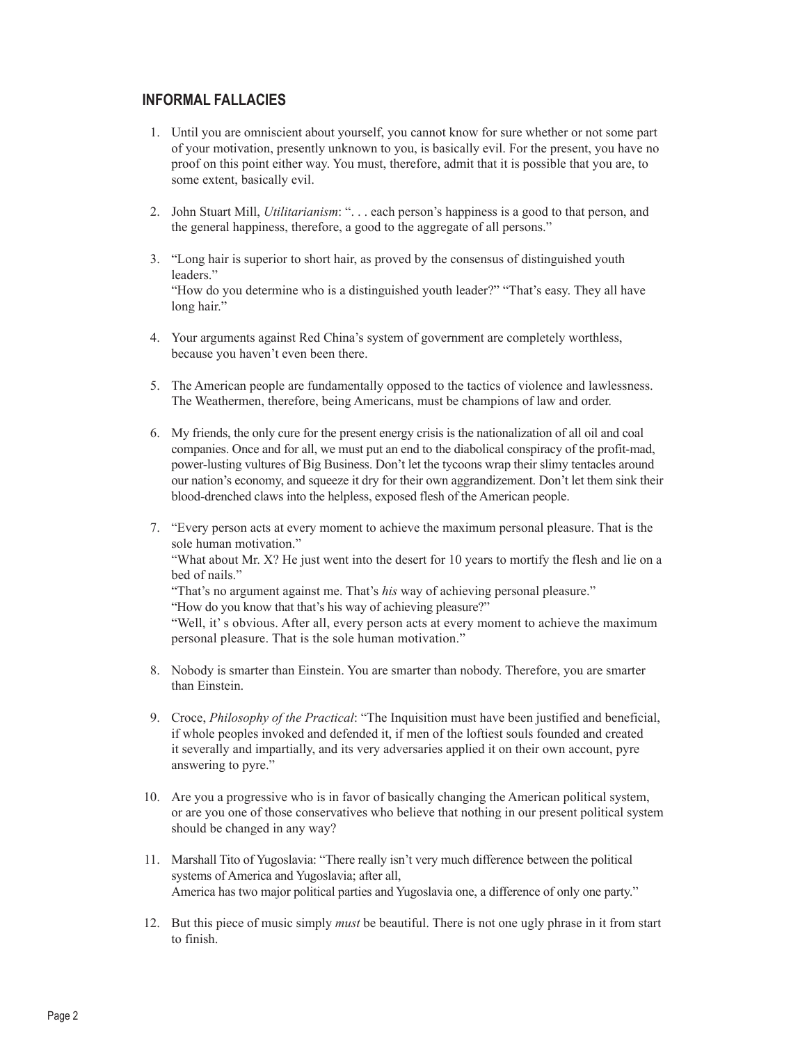## INFORMAL FALLACIES

1. Until you are omniscient about yourself, you cannot know for sure whether or not some part of your motivation, presently unknown to you, is basically evil. For the present, you have no proof on this point either way. You must, therefore, admit that it is possible that you are, to some extent, basically evil.

2. John Stuart Mill, *Utilitarianism*: ". . . each person's happiness is a good to that person, and the general happiness, therefore, a good to the aggregate of all persons."

3. "Long hair is superior to short hair, as proved by the consensus of distinguished youth leaders."
   "How do you determine who is a distinguished youth leader?" "That's easy. They all have long hair."

4. Your arguments against Red China's system of government are completely worthless, because you haven't even been there.

5. The American people are fundamentally opposed to the tactics of violence and lawlessness. The Weathermen, therefore, being Americans, must be champions of law and order.

6. My friends, the only cure for the present energy crisis is the nationalization of all oil and coal companies. Once and for all, we must put an end to the diabolical conspiracy of the profit-mad, power-lusting vultures of Big Business. Don't let the tycoons wrap their slimy tentacles around our nation's economy, and squeeze it dry for their own aggrandizement. Don't let them sink their blood-drenched claws into the helpless, exposed flesh of the American people.

7. "Every person acts at every moment to achieve the maximum personal pleasure. That is the sole human motivation."
   "What about Mr. X? He just went into the desert for 10 years to mortify the flesh and lie on a bed of nails."
   "That's no argument against me. That's *his* way of achieving personal pleasure."
   "How do you know that that's his way of achieving pleasure?"
   "Well, it' s obvious. After all, every person acts at every moment to achieve the maximum personal pleasure. That is the sole human motivation."

8. Nobody is smarter than Einstein. You are smarter than nobody. Therefore, you are smarter than Einstein.

9. Croce, *Philosophy of the Practical*: "The Inquisition must have been justified and beneficial, if whole peoples invoked and defended it, if men of the loftiest souls founded and created it severally and impartially, and its very adversaries applied it on their own account, pyre answering to pyre."

10. Are you a progressive who is in favor of basically changing the American political system, or are you one of those conservatives who believe that nothing in our present political system should be changed in any way?

11. Marshall Tito of Yugoslavia: "There really isn't very much difference between the political systems of America and Yugoslavia; after all,
    America has two major political parties and Yugoslavia one, a difference of only one party."

12. But this piece of music simply *must* be beautiful. There is not one ugly phrase in it from start to finish.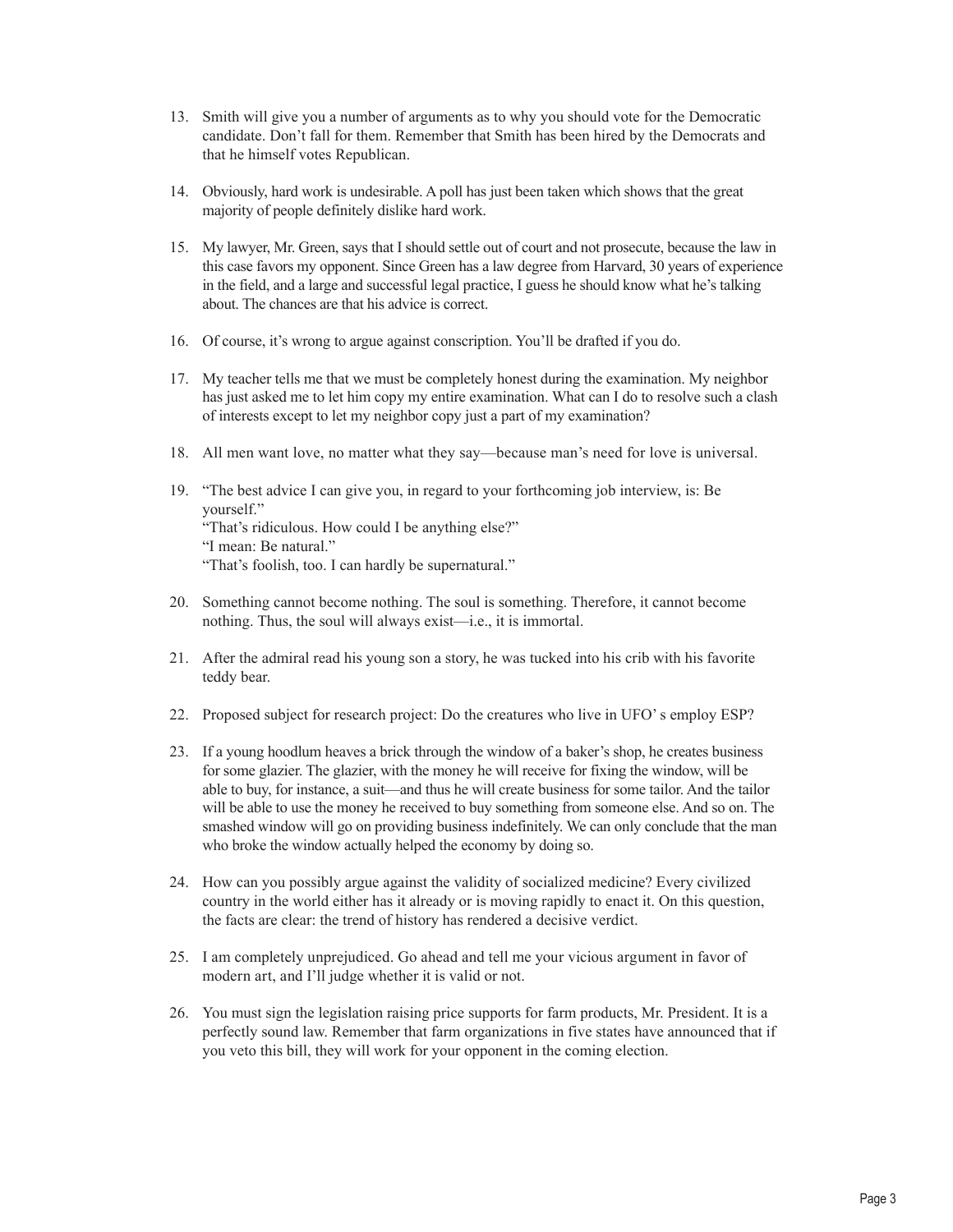13. Smith will give you a number of arguments as to why you should vote for the Democratic candidate. Don't fall for them. Remember that Smith has been hired by the Democrats and that he himself votes Republican.

14. Obviously, hard work is undesirable. A poll has just been taken which shows that the great majority of people definitely dislike hard work.

15. My lawyer, Mr. Green, says that I should settle out of court and not prosecute, because the law in this case favors my opponent. Since Green has a law degree from Harvard, 30 years of experience in the field, and a large and successful legal practice, I guess he should know what he's talking about. The chances are that his advice is correct.

16. Of course, it's wrong to argue against conscription. You'll be drafted if you do.

17. My teacher tells me that we must be completely honest during the examination. My neighbor has just asked me to let him copy my entire examination. What can I do to resolve such a clash of interests except to let my neighbor copy just a part of my examination?

18. All men want love, no matter what they say—because man's need for love is universal.

19. "The best advice I can give you, in regard to your forthcoming job interview, is: Be yourself."
    "That's ridiculous. How could I be anything else?"
    "I mean: Be natural."
    "That's foolish, too. I can hardly be supernatural."

20. Something cannot become nothing. The soul is something. Therefore, it cannot become nothing. Thus, the soul will always exist—i.e., it is immortal.

21. After the admiral read his young son a story, he was tucked into his crib with his favorite teddy bear.

22. Proposed subject for research project: Do the creatures who live in UFO' s employ ESP?

23. If a young hoodlum heaves a brick through the window of a baker's shop, he creates business for some glazier. The glazier, with the money he will receive for fixing the window, will be able to buy, for instance, a suit—and thus he will create business for some tailor. And the tailor will be able to use the money he received to buy something from someone else. And so on. The smashed window will go on providing business indefinitely. We can only conclude that the man who broke the window actually helped the economy by doing so.

24. How can you possibly argue against the validity of socialized medicine? Every civilized country in the world either has it already or is moving rapidly to enact it. On this question, the facts are clear: the trend of history has rendered a decisive verdict.

25. I am completely unprejudiced. Go ahead and tell me your vicious argument in favor of modern art, and I'll judge whether it is valid or not.

26. You must sign the legislation raising price supports for farm products, Mr. President. It is a perfectly sound law. Remember that farm organizations in five states have announced that if you veto this bill, they will work for your opponent in the coming election.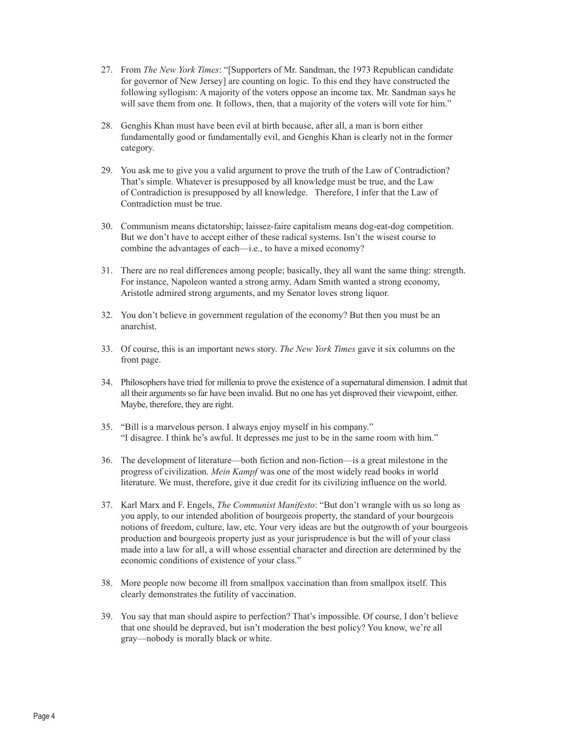27. From *The New York Times*: "[Supporters of Mr. Sandman, the 1973 Republican candidate for governor of New Jersey] are counting on logic. To this end they have constructed the following syllogism: A majority of the voters oppose an income tax. Mr. Sandman says he will save them from one. It follows, then, that a majority of the voters will vote for him."

28. Genghis Khan must have been evil at birth because, after all, a man is born either fundamentally good or fundamentally evil, and Genghis Khan is clearly not in the former category.

29. You ask me to give you a valid argument to prove the truth of the Law of Contradiction? That's simple. Whatever is presupposed by all knowledge must be true, and the Law of Contradiction is presupposed by all knowledge. Therefore, I infer that the Law of Contradiction must be true.

30. Communism means dictatorship; laissez-faire capitalism means dog-eat-dog competition. But we don't have to accept either of these radical systems. Isn't the wisest course to combine the advantages of each—i.e., to have a mixed economy?

31. There are no real differences among people; basically, they all want the same thing: strength. For instance, Napoleon wanted a strong army, Adam Smith wanted a strong economy, Aristotle admired strong arguments, and my Senator loves strong liquor.

32. You don't believe in government regulation of the economy? But then you must be an anarchist.

33. Of course, this is an important news story. *The New York Times* gave it six columns on the front page.

34. Philosophers have tried for millenia to prove the existence of a supernatural dimension. I admit that all their arguments so far have been invalid. But no one has yet disproved their viewpoint, either. Maybe, therefore, they are right.

35. "Bill is a marvelous person. I always enjoy myself in his company."
"I disagree. I think he's awful. It depresses me just to be in the same room with him."

36. The development of literature—both fiction and non-fiction—is a great milestone in the progress of civilization. *Mein Kampf* was one of the most widely read books in world literature. We must, therefore, give it due credit for its civilizing influence on the world.

37. Karl Marx and F. Engels, *The Communist Manifesto*: "But don't wrangle with us so long as you apply, to our intended abolition of bourgeois property, the standard of your bourgeois notions of freedom, culture, law, etc. Your very ideas are but the outgrowth of your bourgeois production and bourgeois property just as your jurisprudence is but the will of your class made into a law for all, a will whose essential character and direction are determined by the economic conditions of existence of your class."

38. More people now become ill from smallpox vaccination than from smallpox itself. This clearly demonstrates the futility of vaccination.

39. You say that man should aspire to perfection? That's impossible. Of course, I don't believe that one should be depraved, but isn't moderation the best policy? You know, we're all gray—nobody is morally black or white.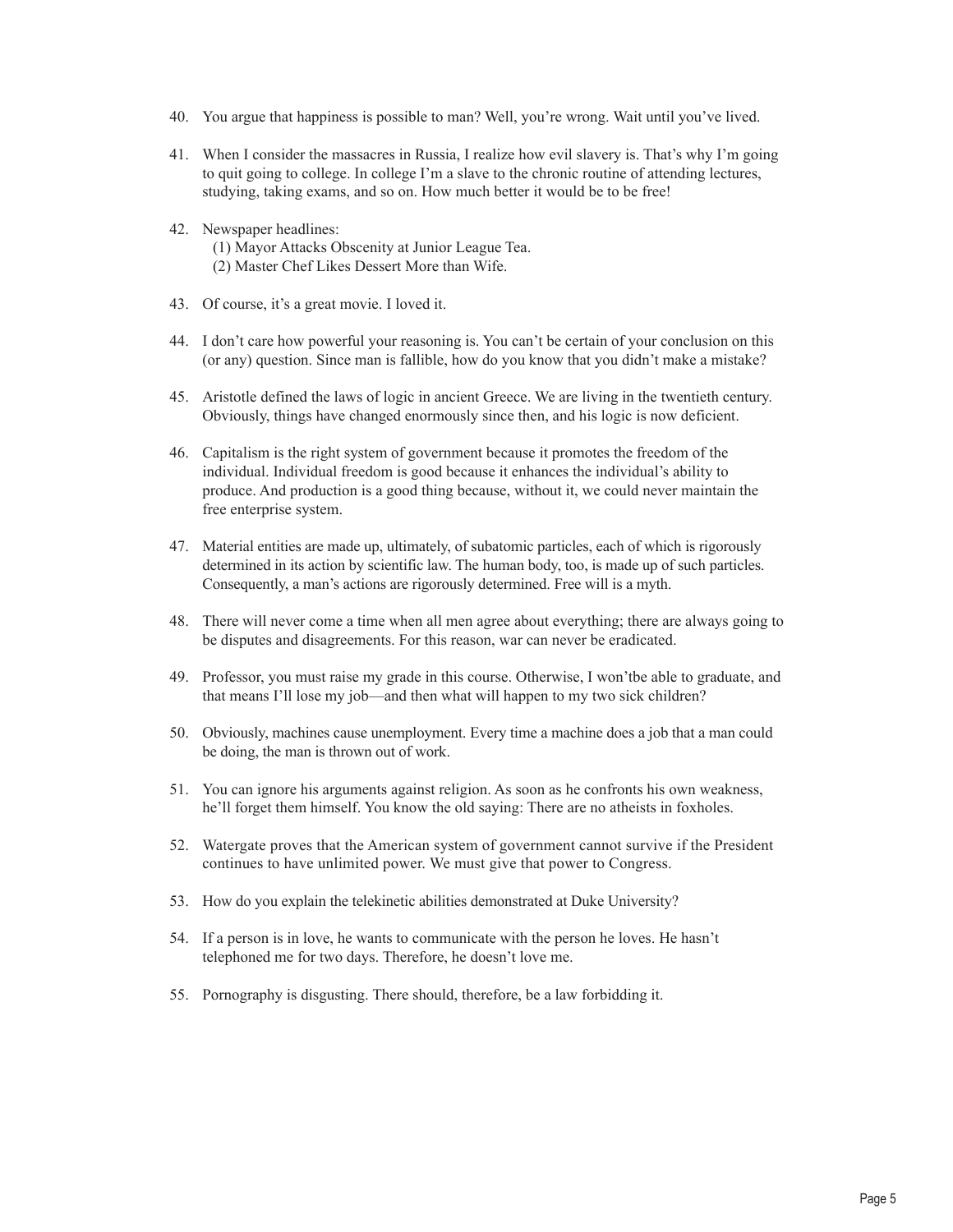40. You argue that happiness is possible to man? Well, you're wrong. Wait until you've lived.

41. When I consider the massacres in Russia, I realize how evil slavery is. That's why I'm going to quit going to college. In college I'm a slave to the chronic routine of attending lectures, studying, taking exams, and so on. How much better it would be to be free!

42. Newspaper headlines:
    (1) Mayor Attacks Obscenity at Junior League Tea.
    (2) Master Chef Likes Dessert More than Wife.

43. Of course, it's a great movie. I loved it.

44. I don't care how powerful your reasoning is. You can't be certain of your conclusion on this (or any) question. Since man is fallible, how do you know that you didn't make a mistake?

45. Aristotle defined the laws of logic in ancient Greece. We are living in the twentieth century. Obviously, things have changed enormously since then, and his logic is now deficient.

46. Capitalism is the right system of government because it promotes the freedom of the individual. Individual freedom is good because it enhances the individual's ability to produce. And production is a good thing because, without it, we could never maintain the free enterprise system.

47. Material entities are made up, ultimately, of subatomic particles, each of which is rigorously determined in its action by scientific law. The human body, too, is made up of such particles. Consequently, a man's actions are rigorously determined. Free will is a myth.

48. There will never come a time when all men agree about everything; there are always going to be disputes and disagreements. For this reason, war can never be eradicated.

49. Professor, you must raise my grade in this course. Otherwise, I won'tbe able to graduate, and that means I'll lose my job—and then what will happen to my two sick children?

50. Obviously, machines cause unemployment. Every time a machine does a job that a man could be doing, the man is thrown out of work.

51. You can ignore his arguments against religion. As soon as he confronts his own weakness, he'll forget them himself. You know the old saying: There are no atheists in foxholes.

52. Watergate proves that the American system of government cannot survive if the President continues to have unlimited power. We must give that power to Congress.

53. How do you explain the telekinetic abilities demonstrated at Duke University?

54. If a person is in love, he wants to communicate with the person he loves. He hasn't telephoned me for two days. Therefore, he doesn't love me.

55. Pornography is disgusting. There should, therefore, be a law forbidding it.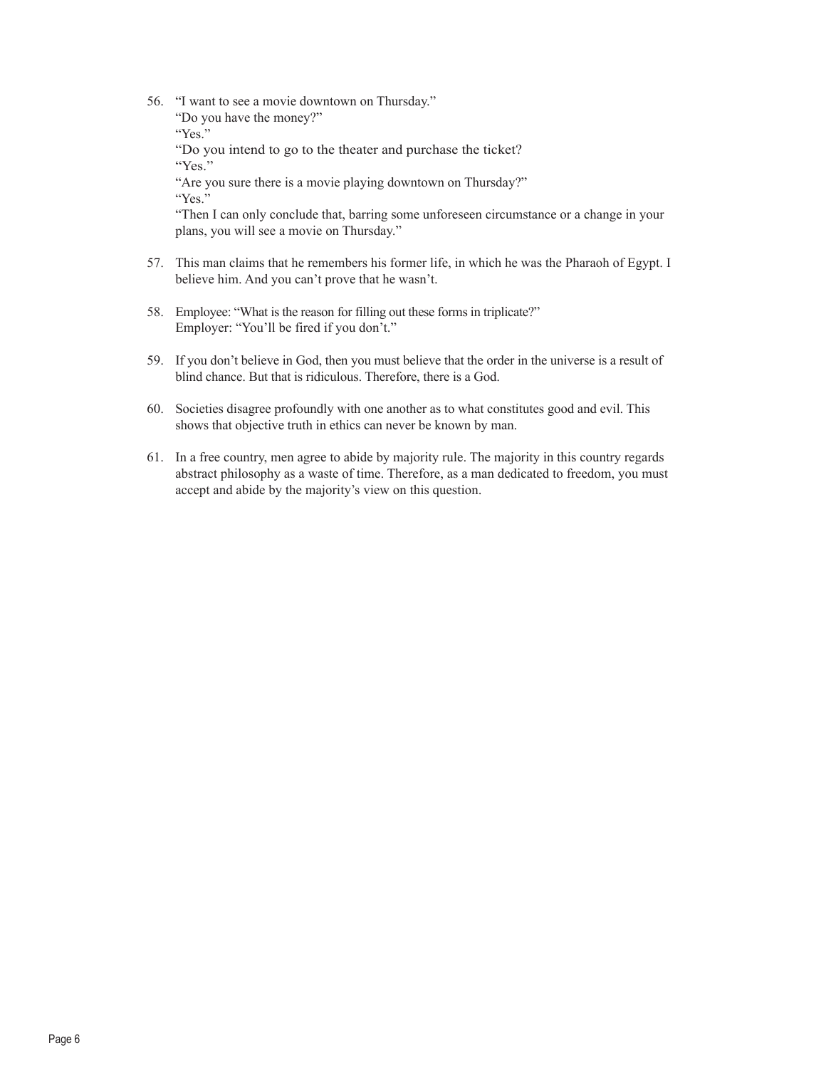56. "I want to see a movie downtown on Thursday."
    "Do you have the money?"
    "Yes."
    "Do you intend to go to the theater and purchase the ticket?
    "Yes."
    "Are you sure there is a movie playing downtown on Thursday?"
    "Yes."
    "Then I can only conclude that, barring some unforeseen circumstance or a change in your plans, you will see a movie on Thursday."

57. This man claims that he remembers his former life, in which he was the Pharaoh of Egypt. I believe him. And you can't prove that he wasn't.

58. Employee: "What is the reason for filling out these forms in triplicate?"
    Employer: "You'll be fired if you don't."

59. If you don't believe in God, then you must believe that the order in the universe is a result of blind chance. But that is ridiculous. Therefore, there is a God.

60. Societies disagree profoundly with one another as to what constitutes good and evil. This shows that objective truth in ethics can never be known by man.

61. In a free country, men agree to abide by majority rule. The majority in this country regards abstract philosophy as a waste of time. Therefore, as a man dedicated to freedom, you must accept and abide by the majority's view on this question.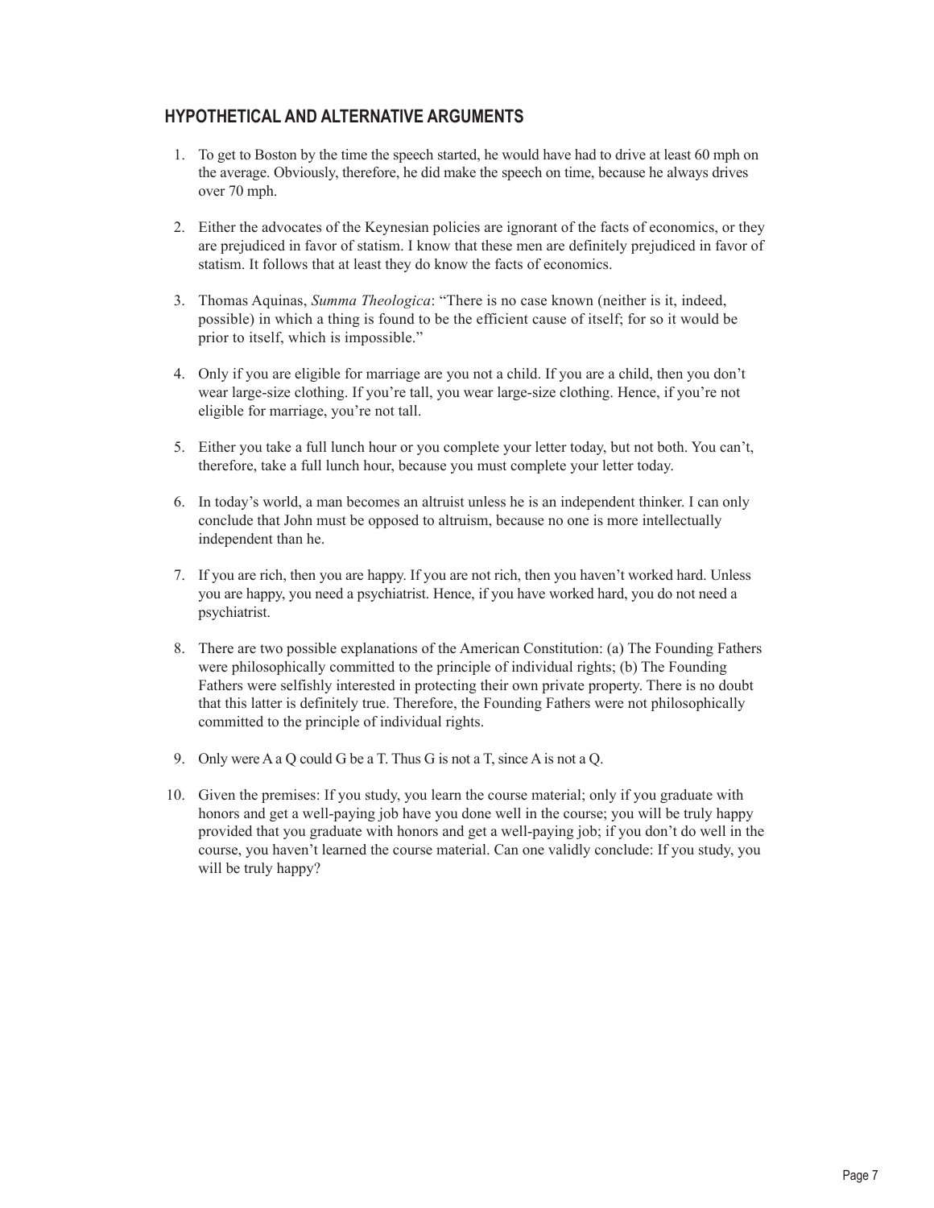## HYPOTHETICAL AND ALTERNATIVE ARGUMENTS

1. To get to Boston by the time the speech started, he would have had to drive at least 60 mph on the average. Obviously, therefore, he did make the speech on time, because he always drives over 70 mph.

2. Either the advocates of the Keynesian policies are ignorant of the facts of economics, or they are prejudiced in favor of statism. I know that these men are definitely prejudiced in favor of statism. It follows that at least they do know the facts of economics.

3. Thomas Aquinas, *Summa Theologica*: "There is no case known (neither is it, indeed, possible) in which a thing is found to be the efficient cause of itself; for so it would be prior to itself, which is impossible."

4. Only if you are eligible for marriage are you not a child. If you are a child, then you don't wear large-size clothing. If you're tall, you wear large-size clothing. Hence, if you're not eligible for marriage, you're not tall.

5. Either you take a full lunch hour or you complete your letter today, but not both. You can't, therefore, take a full lunch hour, because you must complete your letter today.

6. In today's world, a man becomes an altruist unless he is an independent thinker. I can only conclude that John must be opposed to altruism, because no one is more intellectually independent than he.

7. If you are rich, then you are happy. If you are not rich, then you haven't worked hard. Unless you are happy, you need a psychiatrist. Hence, if you have worked hard, you do not need a psychiatrist.

8. There are two possible explanations of the American Constitution: (a) The Founding Fathers were philosophically committed to the principle of individual rights; (b) The Founding Fathers were selfishly interested in protecting their own private property. There is no doubt that this latter is definitely true. Therefore, the Founding Fathers were not philosophically committed to the principle of individual rights.

9. Only were A a Q could G be a T. Thus G is not a T, since A is not a Q.

10. Given the premises: If you study, you learn the course material; only if you graduate with honors and get a well-paying job have you done well in the course; you will be truly happy provided that you graduate with honors and get a well-paying job; if you don't do well in the course, you haven't learned the course material. Can one validly conclude: If you study, you will be truly happy?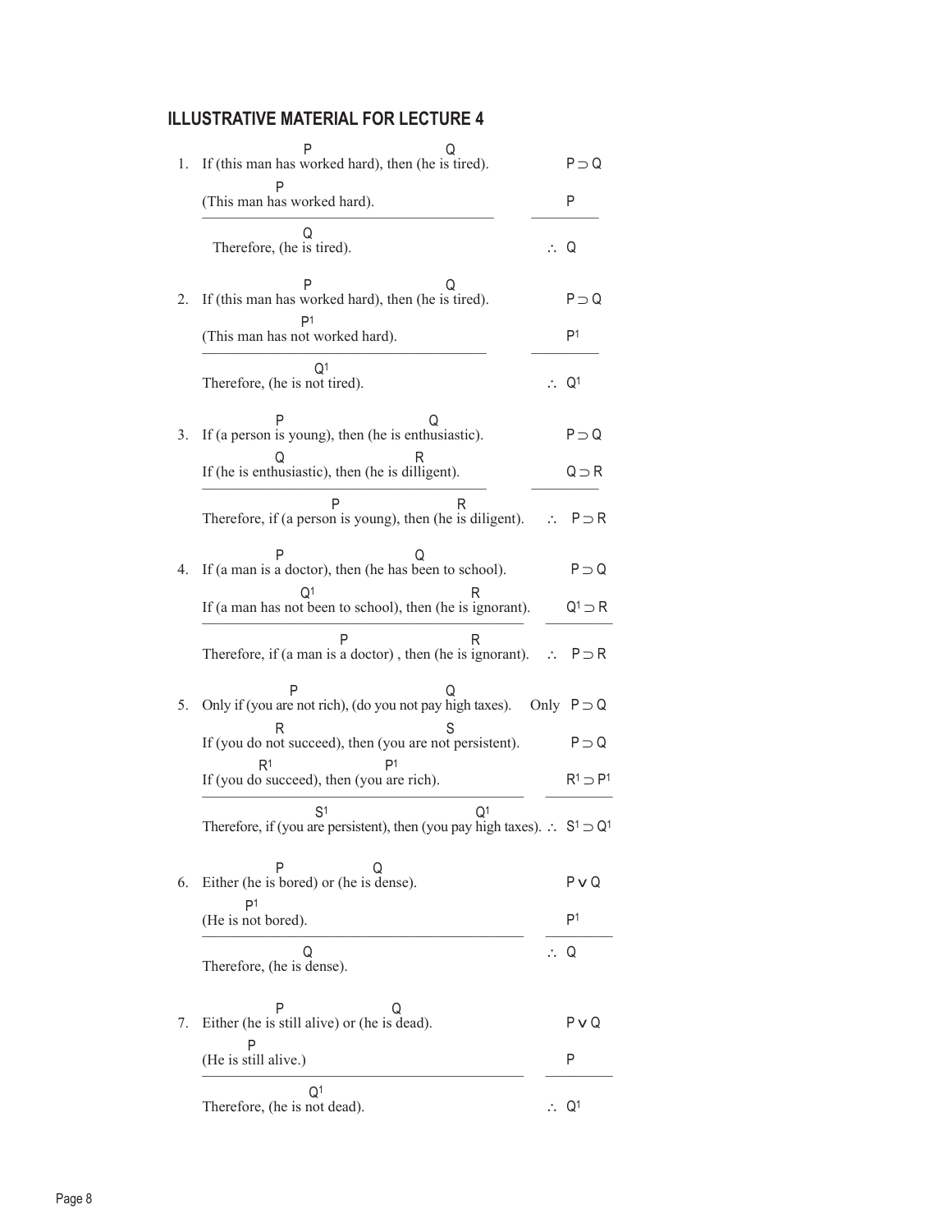## ILLUSTRATIVE MATERIAL FOR LECTURE 4

1. If (this man has worked hard)$^{P}$, then (he is tired)$^{Q}$. $\qquad P \supset Q$

   (This man has worked hard)$^{P}$. $\qquad P$

   ---

   Therefore, (he is tired)$^{Q}$. $\qquad \therefore Q$

2. If (this man has worked hard)$^{P}$, then (he is tired)$^{Q}$. $\qquad P \supset Q$

   (This man has not worked hard)$^{P^1}$. $\qquad P^1$

   ---

   Therefore, (he is not tired)$^{Q^1}$. $\qquad \therefore Q^1$

3. If (a person is young)$^{P}$, then (he is enthusiastic)$^{Q}$. $\qquad P \supset Q$

   If (he is enthusiastic)$^{Q}$, then (he is dilligent)$^{R}$. $\qquad Q \supset R$

   ---

   Therefore, if (a person is young)$^{P}$, then (he is diligent)$^{R}$. $\qquad \therefore P \supset R$

4. If (a man is a doctor)$^{P}$, then (he has been to school)$^{Q}$. $\qquad P \supset Q$

   If (a man has not been to school)$^{Q^1}$, then (he is ignorant)$^{R}$. $\qquad Q^1 \supset R$

   ---

   Therefore, if (a man is a doctor)$^{P}$ , then (he is ignorant)$^{R}$. $\qquad \therefore P \supset R$

5. Only if (you are not rich)$^{P}$, (do you not pay high taxes)$^{Q}$. $\qquad$ Only $P \supset Q$

   If (you do not succeed)$^{R}$, then (you are not persistent)$^{S}$. $\qquad P \supset Q$

   If (you do succeed)$^{R^1}$, then (you are rich)$^{P^1}$. $\qquad R^1 \supset P^1$

   ---

   Therefore, if (you are persistent)$^{S^1}$, then (you pay high taxes)$^{Q^1}$. $\qquad \therefore S^1 \supset Q^1$

6. Either (he is bored)$^{P}$ or (he is dense)$^{Q}$. $\qquad P \vee Q$

   (He is not bored)$^{P^1}$. $\qquad P^1$

   ---

   Therefore, (he is dense)$^{Q}$. $\qquad \therefore Q$

7. Either (he is still alive)$^{P}$ or (he is dead)$^{Q}$. $\qquad P \vee Q$

   (He is still alive.)$^{P}$ $\qquad P$

   ---

   Therefore, (he is not dead)$^{Q^1}$. $\qquad \therefore Q^1$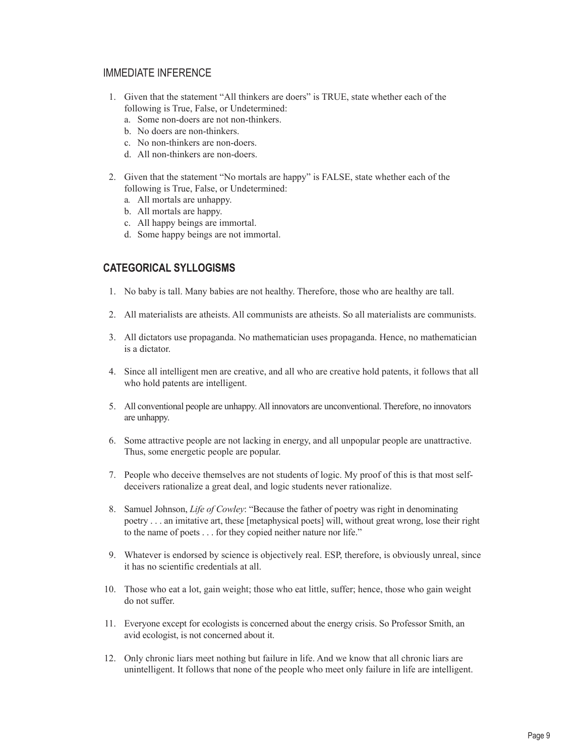## IMMEDIATE INFERENCE

1. Given that the statement "All thinkers are doers" is TRUE, state whether each of the following is True, False, or Undetermined:
   a. Some non-doers are not non-thinkers.
   b. No doers are non-thinkers.
   c. No non-thinkers are non-doers.
   d. All non-thinkers are non-doers.

2. Given that the statement "No mortals are happy" is FALSE, state whether each of the following is True, False, or Undetermined:
   a. All mortals are unhappy.
   b. All mortals are happy.
   c. All happy beings are immortal.
   d. Some happy beings are not immortal.

## CATEGORICAL SYLLOGISMS

1. No baby is tall. Many babies are not healthy. Therefore, those who are healthy are tall.

2. All materialists are atheists. All communists are atheists. So all materialists are communists.

3. All dictators use propaganda. No mathematician uses propaganda. Hence, no mathematician is a dictator.

4. Since all intelligent men are creative, and all who are creative hold patents, it follows that all who hold patents are intelligent.

5. All conventional people are unhappy. All innovators are unconventional. Therefore, no innovators are unhappy.

6. Some attractive people are not lacking in energy, and all unpopular people are unattractive. Thus, some energetic people are popular.

7. People who deceive themselves are not students of logic. My proof of this is that most self-deceivers rationalize a great deal, and logic students never rationalize.

8. Samuel Johnson, *Life of Cowley*: "Because the father of poetry was right in denominating poetry . . . an imitative art, these [metaphysical poets] will, without great wrong, lose their right to the name of poets . . . for they copied neither nature nor life."

9. Whatever is endorsed by science is objectively real. ESP, therefore, is obviously unreal, since it has no scientific credentials at all.

10. Those who eat a lot, gain weight; those who eat little, suffer; hence, those who gain weight do not suffer.

11. Everyone except for ecologists is concerned about the energy crisis. So Professor Smith, an avid ecologist, is not concerned about it.

12. Only chronic liars meet nothing but failure in life. And we know that all chronic liars are unintelligent. It follows that none of the people who meet only failure in life are intelligent.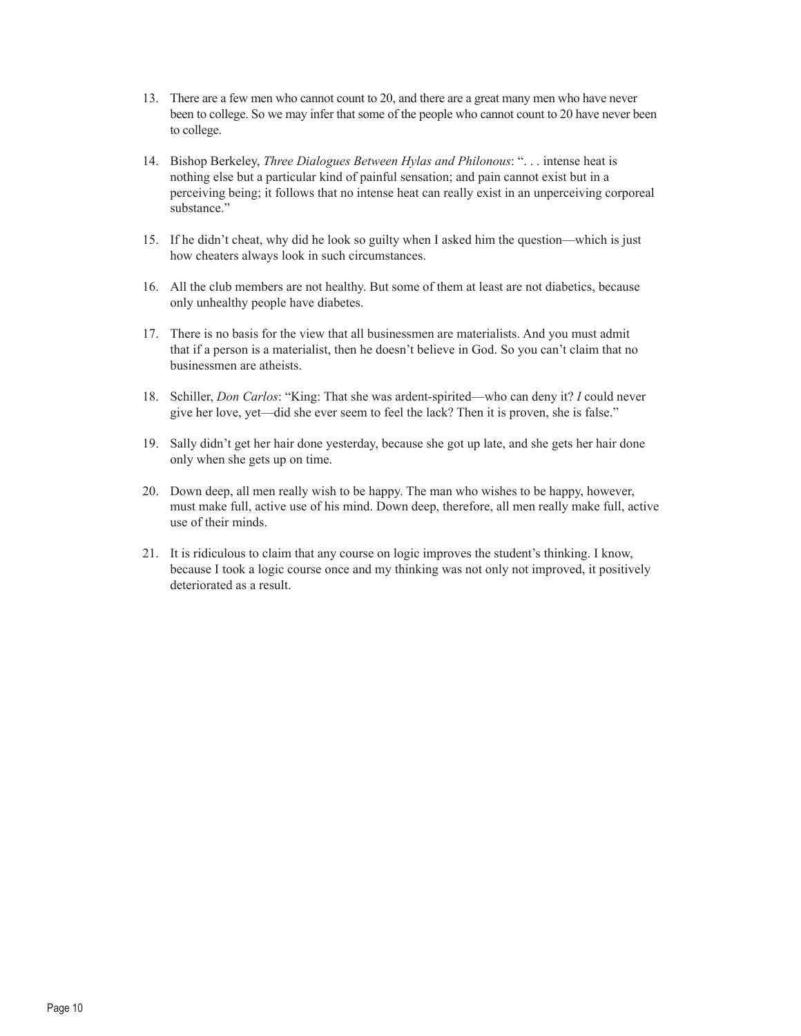13. There are a few men who cannot count to 20, and there are a great many men who have never been to college. So we may infer that some of the people who cannot count to 20 have never been to college.

14. Bishop Berkeley, *Three Dialogues Between Hylas and Philonous*: ". . . intense heat is nothing else but a particular kind of painful sensation; and pain cannot exist but in a perceiving being; it follows that no intense heat can really exist in an unperceiving corporeal substance."

15. If he didn't cheat, why did he look so guilty when I asked him the question—which is just how cheaters always look in such circumstances.

16. All the club members are not healthy. But some of them at least are not diabetics, because only unhealthy people have diabetes.

17. There is no basis for the view that all businessmen are materialists. And you must admit that if a person is a materialist, then he doesn't believe in God. So you can't claim that no businessmen are atheists.

18. Schiller, *Don Carlos*: "King: That she was ardent-spirited—who can deny it? *I* could never give her love, yet—did she ever seem to feel the lack? Then it is proven, she is false."

19. Sally didn't get her hair done yesterday, because she got up late, and she gets her hair done only when she gets up on time.

20. Down deep, all men really wish to be happy. The man who wishes to be happy, however, must make full, active use of his mind. Down deep, therefore, all men really make full, active use of their minds.

21. It is ridiculous to claim that any course on logic improves the student's thinking. I know, because I took a logic course once and my thinking was not only not improved, it positively deteriorated as a result.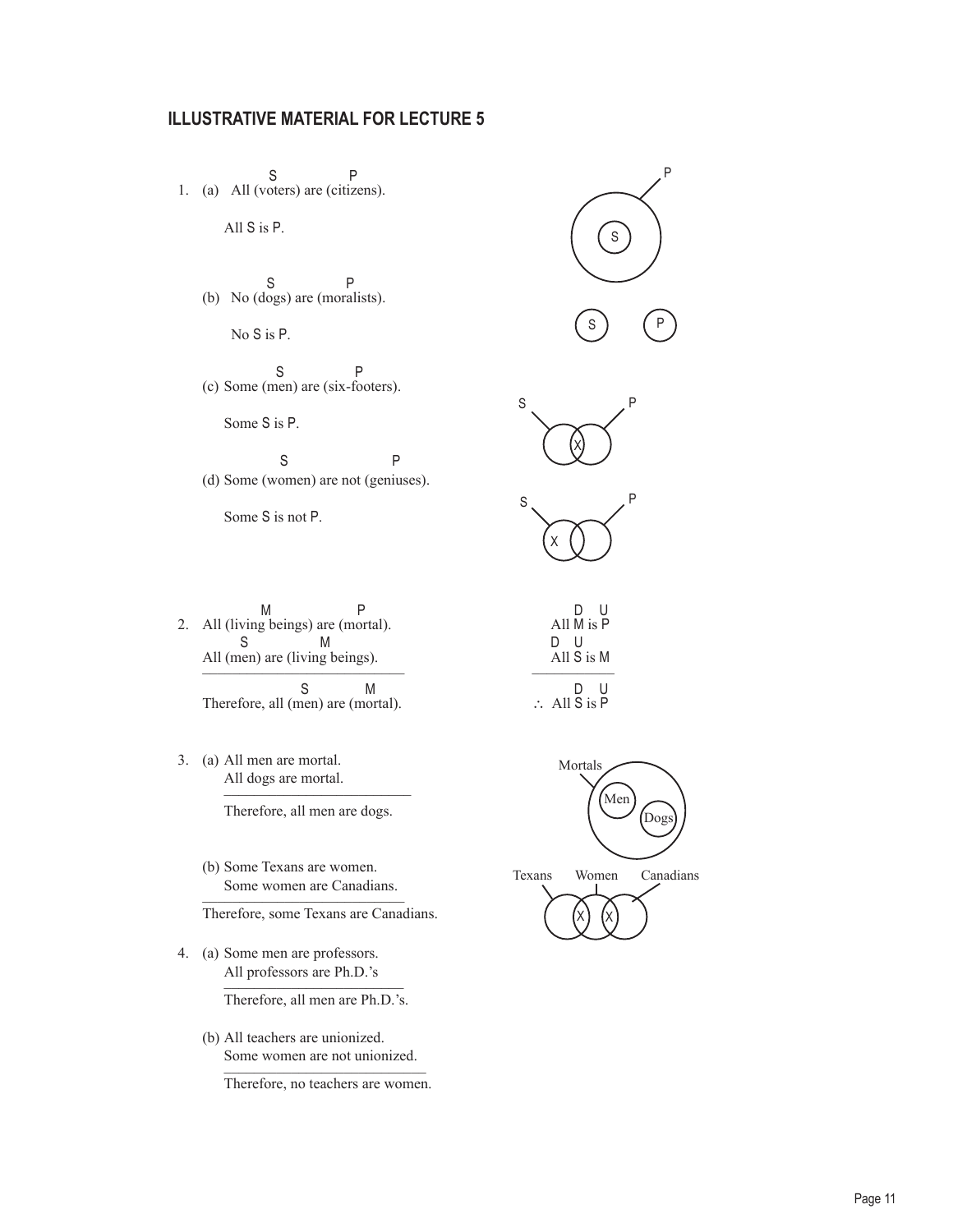## ILLUSTRATIVE MATERIAL FOR LECTURE 5

1. (a) All (voters) are (citizens).

   (S = voters, P = citizens)

   All S is P.

   (b) No (dogs) are (moralists).

   (S = dogs, P = moralists)

   No S is P.

   (c) Some (men) are (six-footers).

   (S = men, P = six-footers)

   Some S is P.

   (d) Some (women) are not (geniuses).

   (S = women, P = geniuses)

   Some S is not P.

2. All (living beings) are (mortal).

   (M = living beings, P = mortal)

   All (men) are (living beings).

   (S = men, M = living beings)

   ---

   Therefore, all (men) are (mortal).

   (S = men, M = mortal)

   | | D | U |
   |---|---|---|
   | All M is P | M | P |
   | All S is M | S | M |
   | ∴ All S is P | S | P |

3. (a) All men are mortal.
   All dogs are mortal.

   ---

   Therefore, all men are dogs.

   Mortals — Men — Dogs

   (b) Some Texans are women.
   Some women are Canadians.

   ---

   Therefore, some Texans are Canadians.

   Texans — Women — Canadians

4. (a) Some men are professors.
   All professors are Ph.D.'s

   ---

   Therefore, all men are Ph.D.'s.

   (b) All teachers are unionized.
   Some women are not unionized.

   ---

   Therefore, no teachers are women.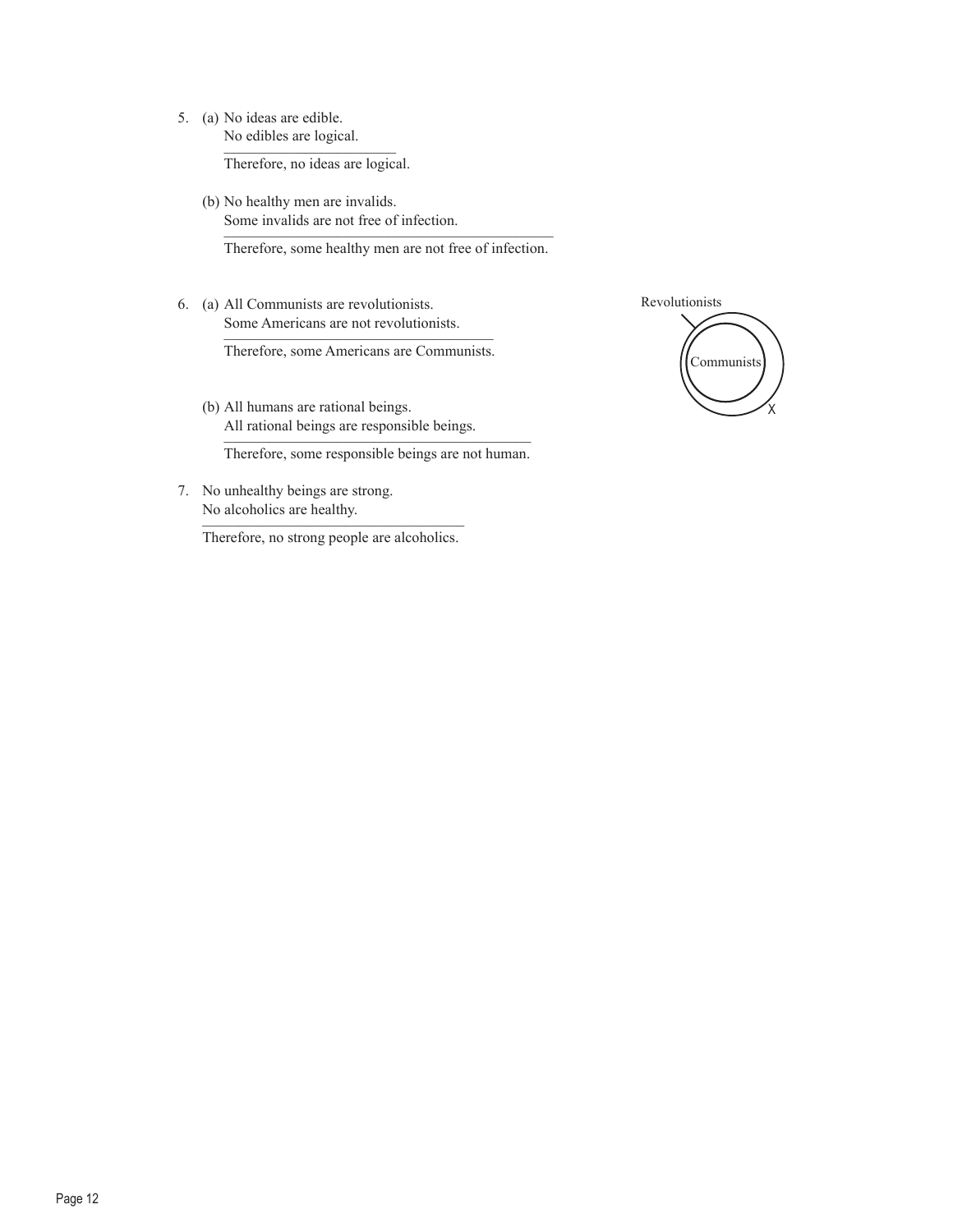5. (a) No ideas are edible.
   No edibles are logical.
   ___
   Therefore, no ideas are logical.

   (b) No healthy men are invalids.
   Some invalids are not free of infection.
   ___
   Therefore, some healthy men are not free of infection.

6. (a) All Communists are revolutionists.
   Some Americans are not revolutionists.
   ___
   Therefore, some Americans are Communists.

   Revolutionists

   Communists

   X

   (b) All humans are rational beings.
   All rational beings are responsible beings.
   ___
   Therefore, some responsible beings are not human.

7. No unhealthy beings are strong.
   No alcoholics are healthy.
   ___
   Therefore, no strong people are alcoholics.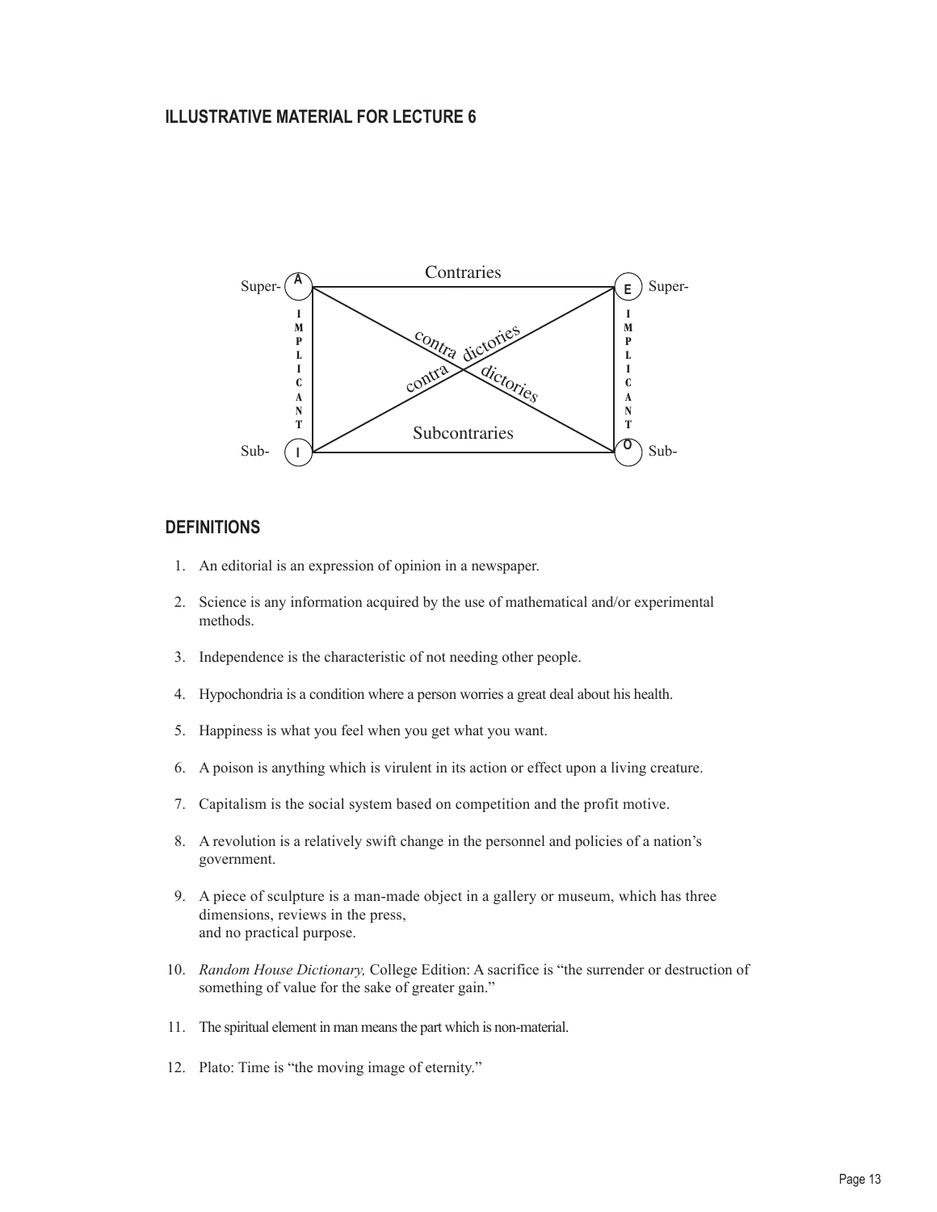## ILLUSTRATIVE MATERIAL FOR LECTURE 6

Super- A ——— Contraries ——— E Super-

IMPLICANT | contra dictories / contra dictories | IMPLICANT

Sub- I ——— Subcontraries ——— O Sub-

## DEFINITIONS

1. An editorial is an expression of opinion in a newspaper.
2. Science is any information acquired by the use of mathematical and/or experimental methods.
3. Independence is the characteristic of not needing other people.
4. Hypochondria is a condition where a person worries a great deal about his health.
5. Happiness is what you feel when you get what you want.
6. A poison is anything which is virulent in its action or effect upon a living creature.
7. Capitalism is the social system based on competition and the profit motive.
8. A revolution is a relatively swift change in the personnel and policies of a nation's government.
9. A piece of sculpture is a man-made object in a gallery or museum, which has three dimensions, reviews in the press,
   and no practical purpose.
10. *Random House Dictionary,* College Edition: A sacrifice is "the surrender or destruction of something of value for the sake of greater gain."
11. The spiritual element in man means the part which is non-material.
12. Plato: Time is "the moving image of eternity."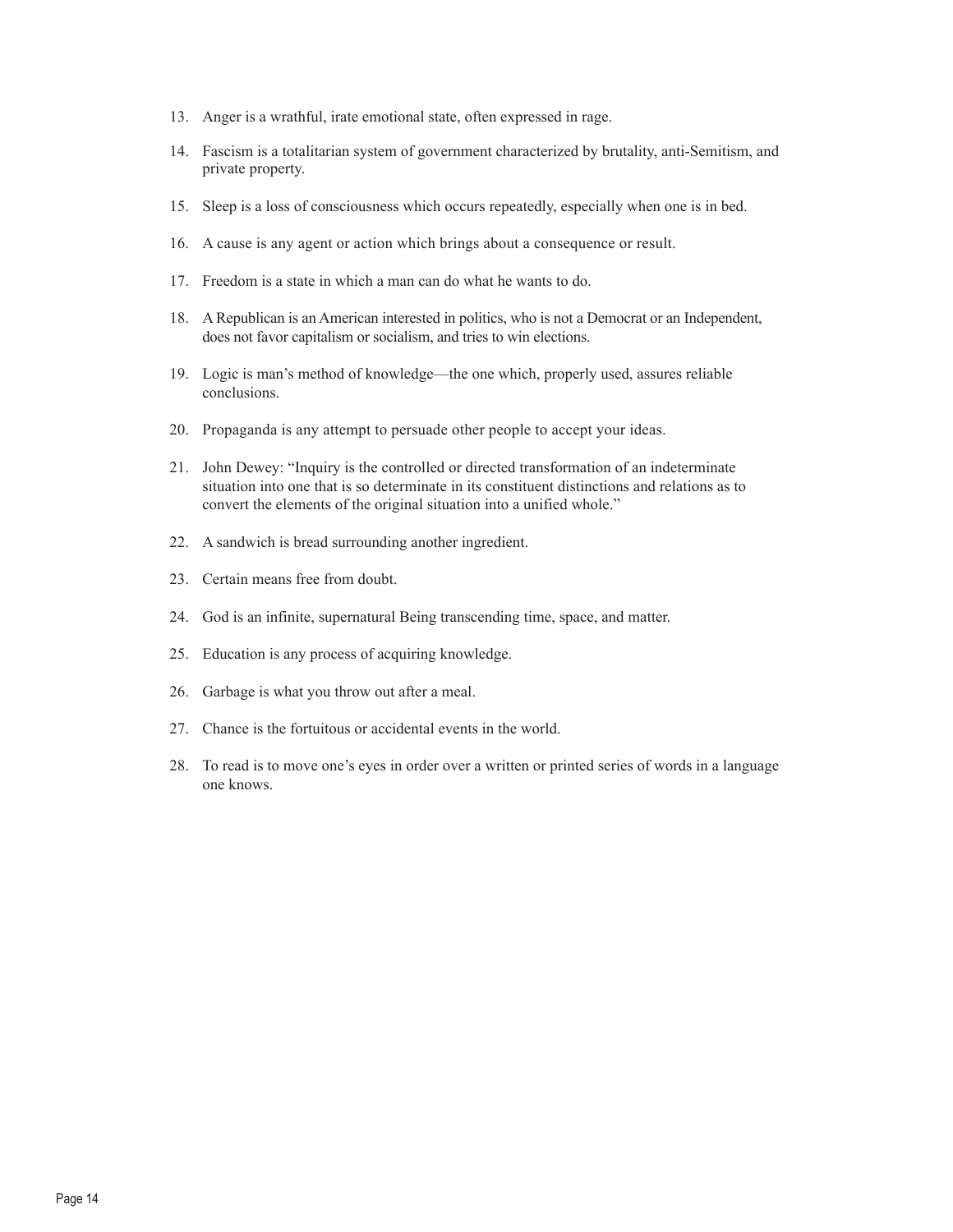13. Anger is a wrathful, irate emotional state, often expressed in rage.

14. Fascism is a totalitarian system of government characterized by brutality, anti-Semitism, and private property.

15. Sleep is a loss of consciousness which occurs repeatedly, especially when one is in bed.

16. A cause is any agent or action which brings about a consequence or result.

17. Freedom is a state in which a man can do what he wants to do.

18. A Republican is an American interested in politics, who is not a Democrat or an Independent, does not favor capitalism or socialism, and tries to win elections.

19. Logic is man's method of knowledge—the one which, properly used, assures reliable conclusions.

20. Propaganda is any attempt to persuade other people to accept your ideas.

21. John Dewey: "Inquiry is the controlled or directed transformation of an indeterminate situation into one that is so determinate in its constituent distinctions and relations as to convert the elements of the original situation into a unified whole."

22. A sandwich is bread surrounding another ingredient.

23. Certain means free from doubt.

24. God is an infinite, supernatural Being transcending time, space, and matter.

25. Education is any process of acquiring knowledge.

26. Garbage is what you throw out after a meal.

27. Chance is the fortuitous or accidental events in the world.

28. To read is to move one's eyes in order over a written or printed series of words in a language one knows.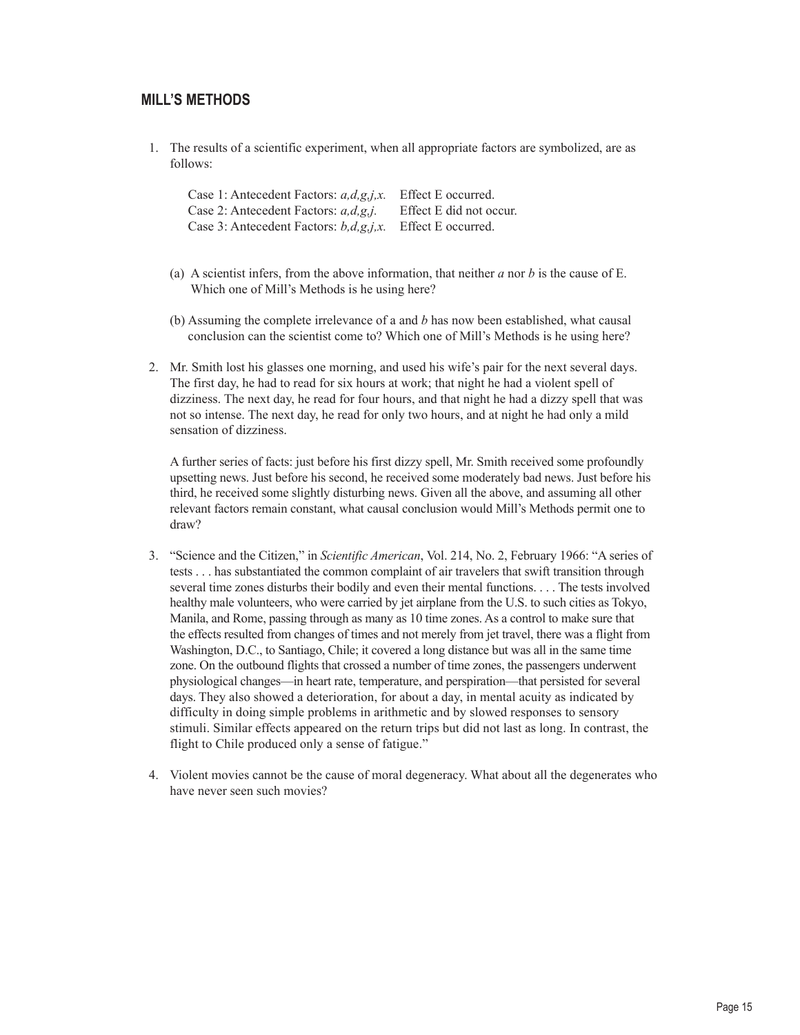## MILL'S METHODS

1. The results of a scientific experiment, when all appropriate factors are symbolized, are as follows:

   Case 1: Antecedent Factors: *a,d,g,j,x.* Effect E occurred.
   Case 2: Antecedent Factors: *a,d,g,j.* Effect E did not occur.
   Case 3: Antecedent Factors: *b,d,g,j,x.* Effect E occurred.

   (a) A scientist infers, from the above information, that neither *a* nor *b* is the cause of E. Which one of Mill's Methods is he using here?

   (b) Assuming the complete irrelevance of a and *b* has now been established, what causal conclusion can the scientist come to? Which one of Mill's Methods is he using here?

2. Mr. Smith lost his glasses one morning, and used his wife's pair for the next several days. The first day, he had to read for six hours at work; that night he had a violent spell of dizziness. The next day, he read for four hours, and that night he had a dizzy spell that was not so intense. The next day, he read for only two hours, and at night he had only a mild sensation of dizziness.

   A further series of facts: just before his first dizzy spell, Mr. Smith received some profoundly upsetting news. Just before his second, he received some moderately bad news. Just before his third, he received some slightly disturbing news. Given all the above, and assuming all other relevant factors remain constant, what causal conclusion would Mill's Methods permit one to draw?

3. "Science and the Citizen," in *Scientific American*, Vol. 214, No. 2, February 1966: "A series of tests . . . has substantiated the common complaint of air travelers that swift transition through several time zones disturbs their bodily and even their mental functions. . . . The tests involved healthy male volunteers, who were carried by jet airplane from the U.S. to such cities as Tokyo, Manila, and Rome, passing through as many as 10 time zones. As a control to make sure that the effects resulted from changes of times and not merely from jet travel, there was a flight from Washington, D.C., to Santiago, Chile; it covered a long distance but was all in the same time zone. On the outbound flights that crossed a number of time zones, the passengers underwent physiological changes—in heart rate, temperature, and perspiration—that persisted for several days. They also showed a deterioration, for about a day, in mental acuity as indicated by difficulty in doing simple problems in arithmetic and by slowed responses to sensory stimuli. Similar effects appeared on the return trips but did not last as long. In contrast, the flight to Chile produced only a sense of fatigue."

4. Violent movies cannot be the cause of moral degeneracy. What about all the degenerates who have never seen such movies?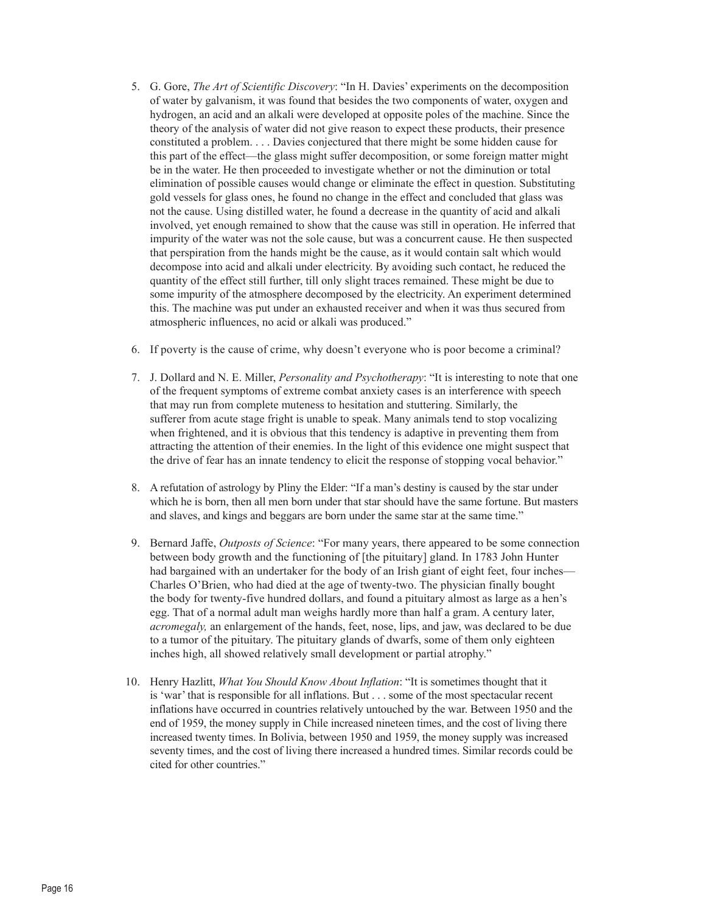5. G. Gore, *The Art of Scientific Discovery*: "In H. Davies' experiments on the decomposition of water by galvanism, it was found that besides the two components of water, oxygen and hydrogen, an acid and an alkali were developed at opposite poles of the machine. Since the theory of the analysis of water did not give reason to expect these products, their presence constituted a problem. . . . Davies conjectured that there might be some hidden cause for this part of the effect—the glass might suffer decomposition, or some foreign matter might be in the water. He then proceeded to investigate whether or not the diminution or total elimination of possible causes would change or eliminate the effect in question. Substituting gold vessels for glass ones, he found no change in the effect and concluded that glass was not the cause. Using distilled water, he found a decrease in the quantity of acid and alkali involved, yet enough remained to show that the cause was still in operation. He inferred that impurity of the water was not the sole cause, but was a concurrent cause. He then suspected that perspiration from the hands might be the cause, as it would contain salt which would decompose into acid and alkali under electricity. By avoiding such contact, he reduced the quantity of the effect still further, till only slight traces remained. These might be due to some impurity of the atmosphere decomposed by the electricity. An experiment determined this. The machine was put under an exhausted receiver and when it was thus secured from atmospheric influences, no acid or alkali was produced."

6. If poverty is the cause of crime, why doesn't everyone who is poor become a criminal?

7. J. Dollard and N. E. Miller, *Personality and Psychotherapy*: "It is interesting to note that one of the frequent symptoms of extreme combat anxiety cases is an interference with speech that may run from complete muteness to hesitation and stuttering. Similarly, the sufferer from acute stage fright is unable to speak. Many animals tend to stop vocalizing when frightened, and it is obvious that this tendency is adaptive in preventing them from attracting the attention of their enemies. In the light of this evidence one might suspect that the drive of fear has an innate tendency to elicit the response of stopping vocal behavior."

8. A refutation of astrology by Pliny the Elder: "If a man's destiny is caused by the star under which he is born, then all men born under that star should have the same fortune. But masters and slaves, and kings and beggars are born under the same star at the same time."

9. Bernard Jaffe, *Outposts of Science*: "For many years, there appeared to be some connection between body growth and the functioning of [the pituitary] gland. In 1783 John Hunter had bargained with an undertaker for the body of an Irish giant of eight feet, four inches—Charles O'Brien, who had died at the age of twenty-two. The physician finally bought the body for twenty-five hundred dollars, and found a pituitary almost as large as a hen's egg. That of a normal adult man weighs hardly more than half a gram. A century later, *acromegaly,* an enlargement of the hands, feet, nose, lips, and jaw, was declared to be due to a tumor of the pituitary. The pituitary glands of dwarfs, some of them only eighteen inches high, all showed relatively small development or partial atrophy."

10. Henry Hazlitt, *What You Should Know About Inflation*: "It is sometimes thought that it is 'war' that is responsible for all inflations. But . . . some of the most spectacular recent inflations have occurred in countries relatively untouched by the war. Between 1950 and the end of 1959, the money supply in Chile increased nineteen times, and the cost of living there increased twenty times. In Bolivia, between 1950 and 1959, the money supply was increased seventy times, and the cost of living there increased a hundred times. Similar records could be cited for other countries."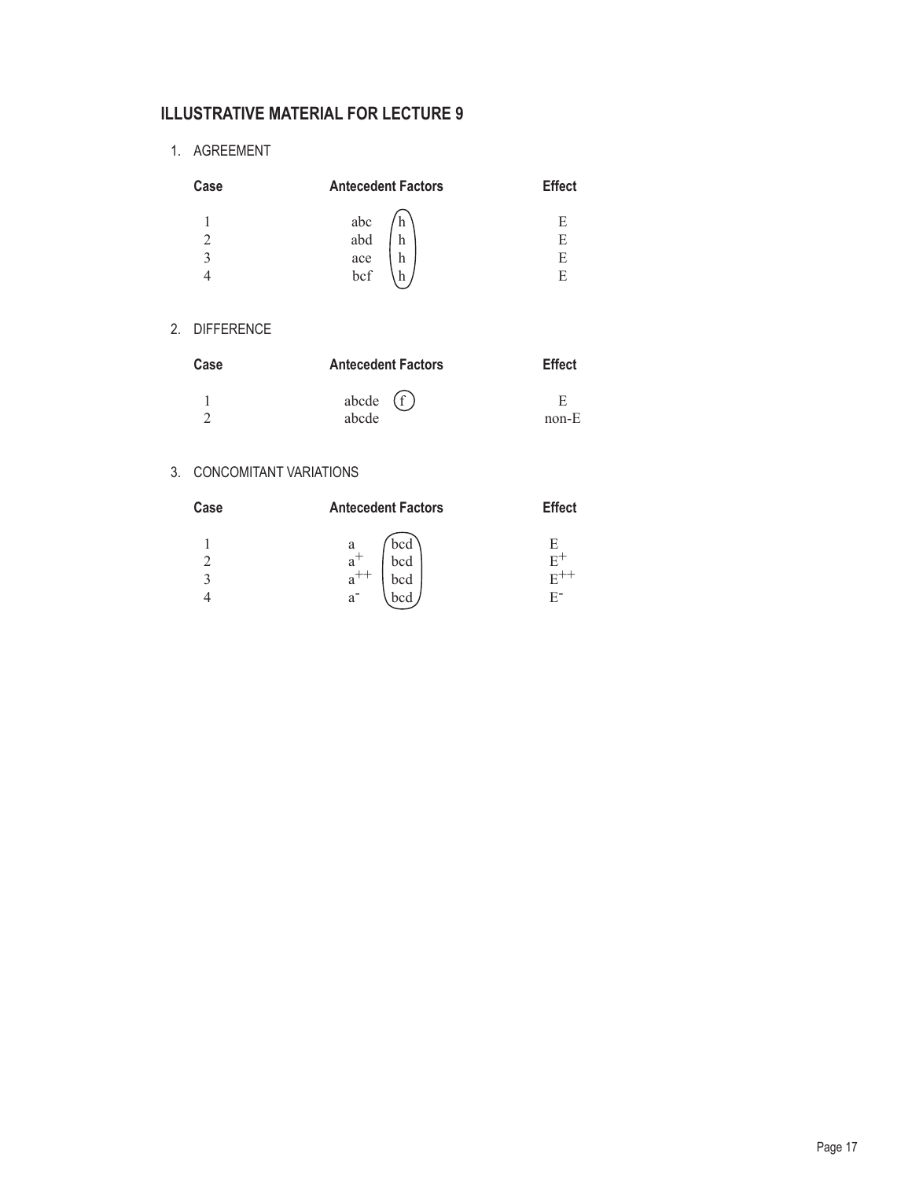## ILLUSTRATIVE MATERIAL FOR LECTURE 9

1. AGREEMENT

| Case | Antecedent Factors | Effect |
|---|---|---|
| 1 | abc h | E |
| 2 | abd h | E |
| 3 | ace h | E |
| 4 | bcf h | E |

2. DIFFERENCE

| Case | Antecedent Factors | Effect |
|---|---|---|
| 1 | abcde (f) | E |
| 2 | abcde | non-E |

3. CONCOMITANT VARIATIONS

| Case | Antecedent Factors | Effect |
|---|---|---|
| 1 | a bcd | E |
| 2 | $a^{+}$ bcd | $E^{+}$ |
| 3 | $a^{++}$ bcd | $E^{++}$ |
| 4 | $a^{-}$ bcd | $E^{-}$ |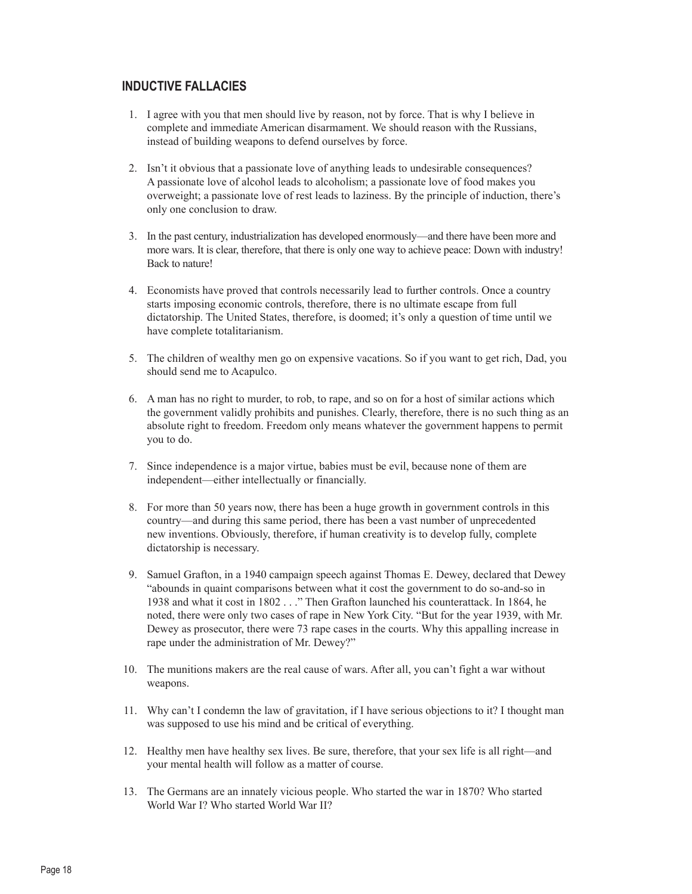## INDUCTIVE FALLACIES

1. I agree with you that men should live by reason, not by force. That is why I believe in complete and immediate American disarmament. We should reason with the Russians, instead of building weapons to defend ourselves by force.

2. Isn't it obvious that a passionate love of anything leads to undesirable consequences? A passionate love of alcohol leads to alcoholism; a passionate love of food makes you overweight; a passionate love of rest leads to laziness. By the principle of induction, there's only one conclusion to draw.

3. In the past century, industrialization has developed enormously—and there have been more and more wars. It is clear, therefore, that there is only one way to achieve peace: Down with industry! Back to nature!

4. Economists have proved that controls necessarily lead to further controls. Once a country starts imposing economic controls, therefore, there is no ultimate escape from full dictatorship. The United States, therefore, is doomed; it's only a question of time until we have complete totalitarianism.

5. The children of wealthy men go on expensive vacations. So if you want to get rich, Dad, you should send me to Acapulco.

6. A man has no right to murder, to rob, to rape, and so on for a host of similar actions which the government validly prohibits and punishes. Clearly, therefore, there is no such thing as an absolute right to freedom. Freedom only means whatever the government happens to permit you to do.

7. Since independence is a major virtue, babies must be evil, because none of them are independent—either intellectually or financially.

8. For more than 50 years now, there has been a huge growth in government controls in this country—and during this same period, there has been a vast number of unprecedented new inventions. Obviously, therefore, if human creativity is to develop fully, complete dictatorship is necessary.

9. Samuel Grafton, in a 1940 campaign speech against Thomas E. Dewey, declared that Dewey "abounds in quaint comparisons between what it cost the government to do so-and-so in 1938 and what it cost in 1802 . . ." Then Grafton launched his counterattack. In 1864, he noted, there were only two cases of rape in New York City. "But for the year 1939, with Mr. Dewey as prosecutor, there were 73 rape cases in the courts. Why this appalling increase in rape under the administration of Mr. Dewey?"

10. The munitions makers are the real cause of wars. After all, you can't fight a war without weapons.

11. Why can't I condemn the law of gravitation, if I have serious objections to it? I thought man was supposed to use his mind and be critical of everything.

12. Healthy men have healthy sex lives. Be sure, therefore, that your sex life is all right—and your mental health will follow as a matter of course.

13. The Germans are an innately vicious people. Who started the war in 1870? Who started World War I? Who started World War II?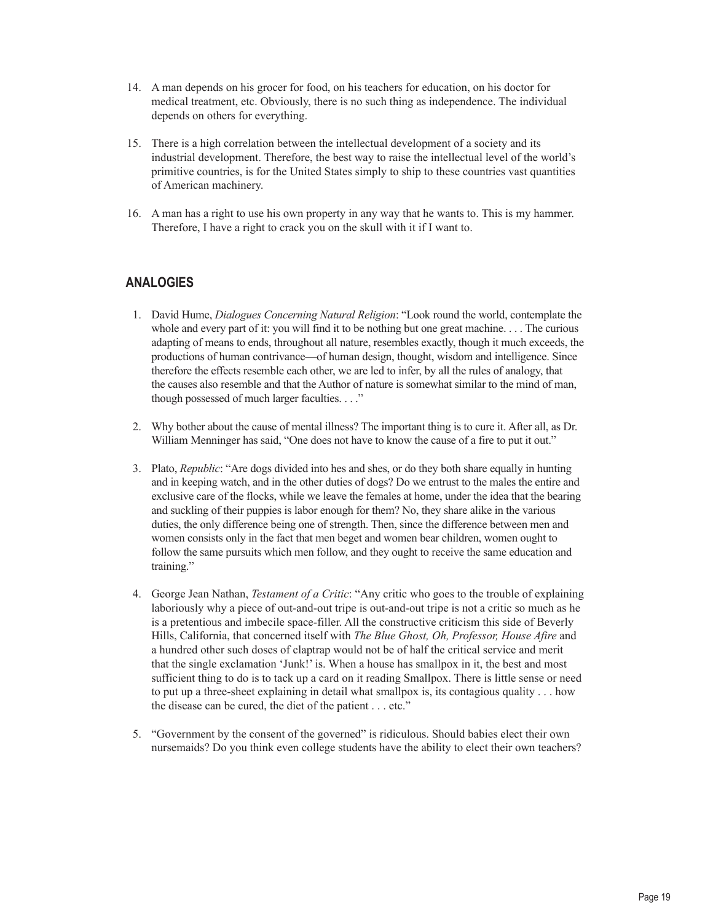14. A man depends on his grocer for food, on his teachers for education, on his doctor for medical treatment, etc. Obviously, there is no such thing as independence. The individual depends on others for everything.

15. There is a high correlation between the intellectual development of a society and its industrial development. Therefore, the best way to raise the intellectual level of the world's primitive countries, is for the United States simply to ship to these countries vast quantities of American machinery.

16. A man has a right to use his own property in any way that he wants to. This is my hammer. Therefore, I have a right to crack you on the skull with it if I want to.

## ANALOGIES

1. David Hume, *Dialogues Concerning Natural Religion*: "Look round the world, contemplate the whole and every part of it: you will find it to be nothing but one great machine. . . . The curious adapting of means to ends, throughout all nature, resembles exactly, though it much exceeds, the productions of human contrivance—of human design, thought, wisdom and intelligence. Since therefore the effects resemble each other, we are led to infer, by all the rules of analogy, that the causes also resemble and that the Author of nature is somewhat similar to the mind of man, though possessed of much larger faculties. . . ."

2. Why bother about the cause of mental illness? The important thing is to cure it. After all, as Dr. William Menninger has said, "One does not have to know the cause of a fire to put it out."

3. Plato, *Republic*: "Are dogs divided into hes and shes, or do they both share equally in hunting and in keeping watch, and in the other duties of dogs? Do we entrust to the males the entire and exclusive care of the flocks, while we leave the females at home, under the idea that the bearing and suckling of their puppies is labor enough for them? No, they share alike in the various duties, the only difference being one of strength. Then, since the difference between men and women consists only in the fact that men beget and women bear children, women ought to follow the same pursuits which men follow, and they ought to receive the same education and training."

4. George Jean Nathan, *Testament of a Critic*: "Any critic who goes to the trouble of explaining laboriously why a piece of out-and-out tripe is out-and-out tripe is not a critic so much as he is a pretentious and imbecile space-filler. All the constructive criticism this side of Beverly Hills, California, that concerned itself with *The Blue Ghost, Oh, Professor, House Afire* and a hundred other such doses of claptrap would not be of half the critical service and merit that the single exclamation 'Junk!' is. When a house has smallpox in it, the best and most sufficient thing to do is to tack up a card on it reading Smallpox. There is little sense or need to put up a three-sheet explaining in detail what smallpox is, its contagious quality . . . how the disease can be cured, the diet of the patient . . . etc."

5. "Government by the consent of the governed" is ridiculous. Should babies elect their own nursemaids? Do you think even college students have the ability to elect their own teachers?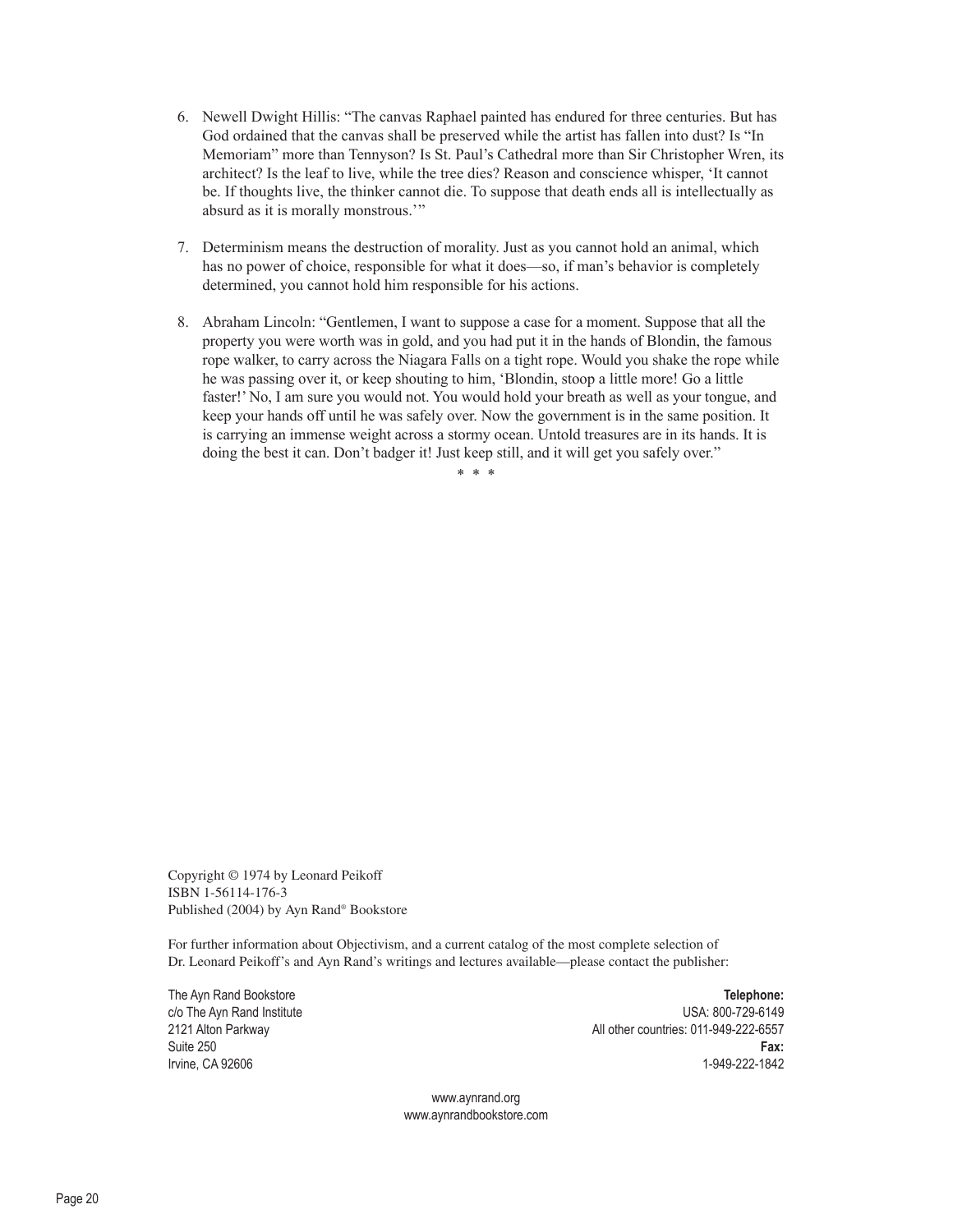6. Newell Dwight Hillis: "The canvas Raphael painted has endured for three centuries. But has God ordained that the canvas shall be preserved while the artist has fallen into dust? Is "In Memoriam" more than Tennyson? Is St. Paul's Cathedral more than Sir Christopher Wren, its architect? Is the leaf to live, while the tree dies? Reason and conscience whisper, 'It cannot be. If thoughts live, the thinker cannot die. To suppose that death ends all is intellectually as absurd as it is morally monstrous.'"

7. Determinism means the destruction of morality. Just as you cannot hold an animal, which has no power of choice, responsible for what it does—so, if man's behavior is completely determined, you cannot hold him responsible for his actions.

8. Abraham Lincoln: "Gentlemen, I want to suppose a case for a moment. Suppose that all the property you were worth was in gold, and you had put it in the hands of Blondin, the famous rope walker, to carry across the Niagara Falls on a tight rope. Would you shake the rope while he was passing over it, or keep shouting to him, 'Blondin, stoop a little more! Go a little faster!' No, I am sure you would not. You would hold your breath as well as your tongue, and keep your hands off until he was safely over. Now the government is in the same position. It is carrying an immense weight across a stormy ocean. Untold treasures are in its hands. It is doing the best it can. Don't badger it! Just keep still, and it will get you safely over."

\* \* \*

Copyright © 1974 by Leonard Peikoff
ISBN 1-56114-176-3
Published (2004) by Ayn Rand® Bookstore

For further information about Objectivism, and a current catalog of the most complete selection of Dr. Leonard Peikoff's and Ayn Rand's writings and lectures available—please contact the publisher:

The Ayn Rand Bookstore
c/o The Ayn Rand Institute
2121 Alton Parkway
Suite 250
Irvine, CA 92606

**Telephone:**
USA: 800-729-6149
All other countries: 011-949-222-6557
**Fax:**
1-949-222-1842

www.aynrand.org
www.aynrandbookstore.com